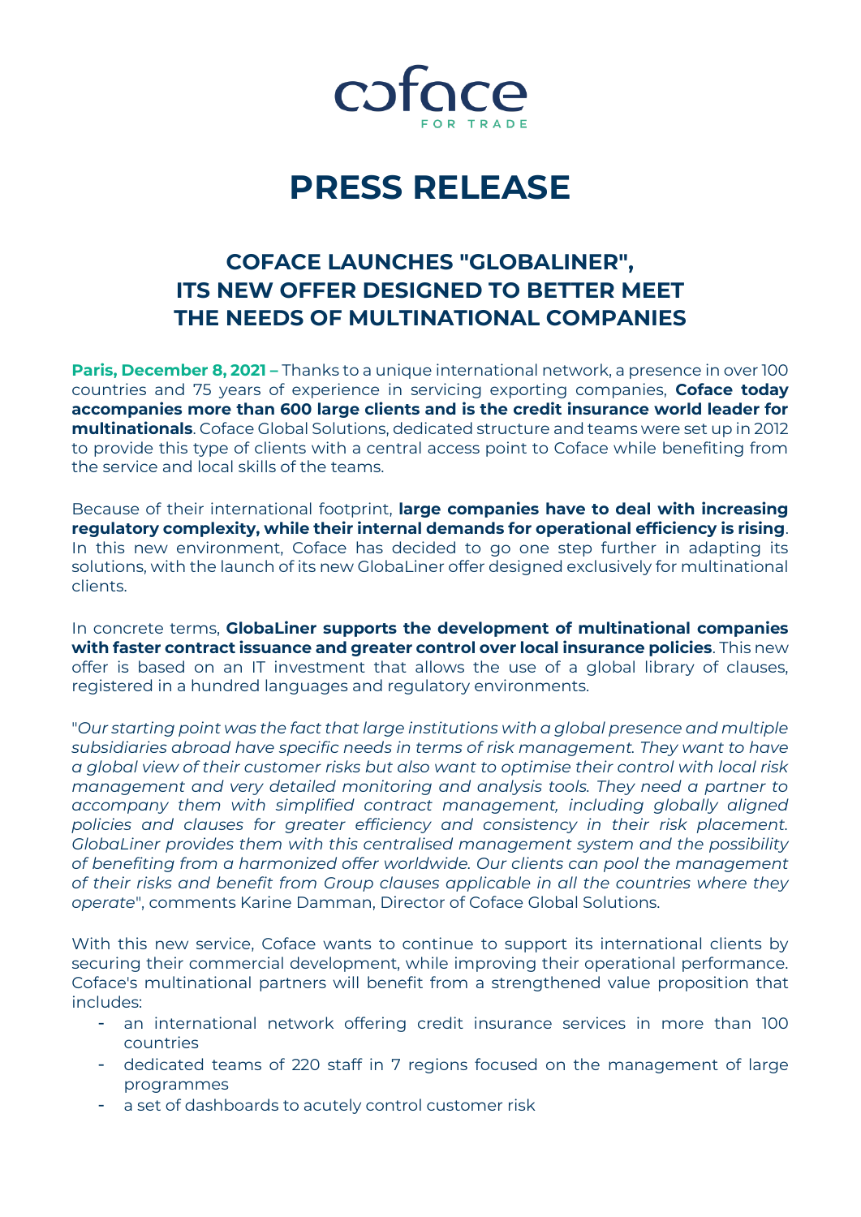coface
FOR TRADE

# PRESS RELEASE

## COFACE LAUNCHES "GLOBALINER", ITS NEW OFFER DESIGNED TO BETTER MEET THE NEEDS OF MULTINATIONAL COMPANIES

**Paris, December 8, 2021 –** Thanks to a unique international network, a presence in over 100 countries and 75 years of experience in servicing exporting companies, **Coface today accompanies more than 600 large clients and is the credit insurance world leader for multinationals**. Coface Global Solutions, dedicated structure and teams were set up in 2012 to provide this type of clients with a central access point to Coface while benefiting from the service and local skills of the teams.

Because of their international footprint, **large companies have to deal with increasing regulatory complexity, while their internal demands for operational efficiency is rising**. In this new environment, Coface has decided to go one step further in adapting its solutions, with the launch of its new GlobaLiner offer designed exclusively for multinational clients.

In concrete terms, **GlobaLiner supports the development of multinational companies with faster contract issuance and greater control over local insurance policies**. This new offer is based on an IT investment that allows the use of a global library of clauses, registered in a hundred languages and regulatory environments.

"*Our starting point was the fact that large institutions with a global presence and multiple subsidiaries abroad have specific needs in terms of risk management. They want to have a global view of their customer risks but also want to optimise their control with local risk management and very detailed monitoring and analysis tools. They need a partner to accompany them with simplified contract management, including globally aligned policies and clauses for greater efficiency and consistency in their risk placement. GlobaLiner provides them with this centralised management system and the possibility of benefiting from a harmonized offer worldwide. Our clients can pool the management of their risks and benefit from Group clauses applicable in all the countries where they operate*", comments Karine Damman, Director of Coface Global Solutions.

With this new service, Coface wants to continue to support its international clients by securing their commercial development, while improving their operational performance. Coface's multinational partners will benefit from a strengthened value proposition that includes:

- an international network offering credit insurance services in more than 100 countries
- dedicated teams of 220 staff in 7 regions focused on the management of large programmes
- a set of dashboards to acutely control customer risk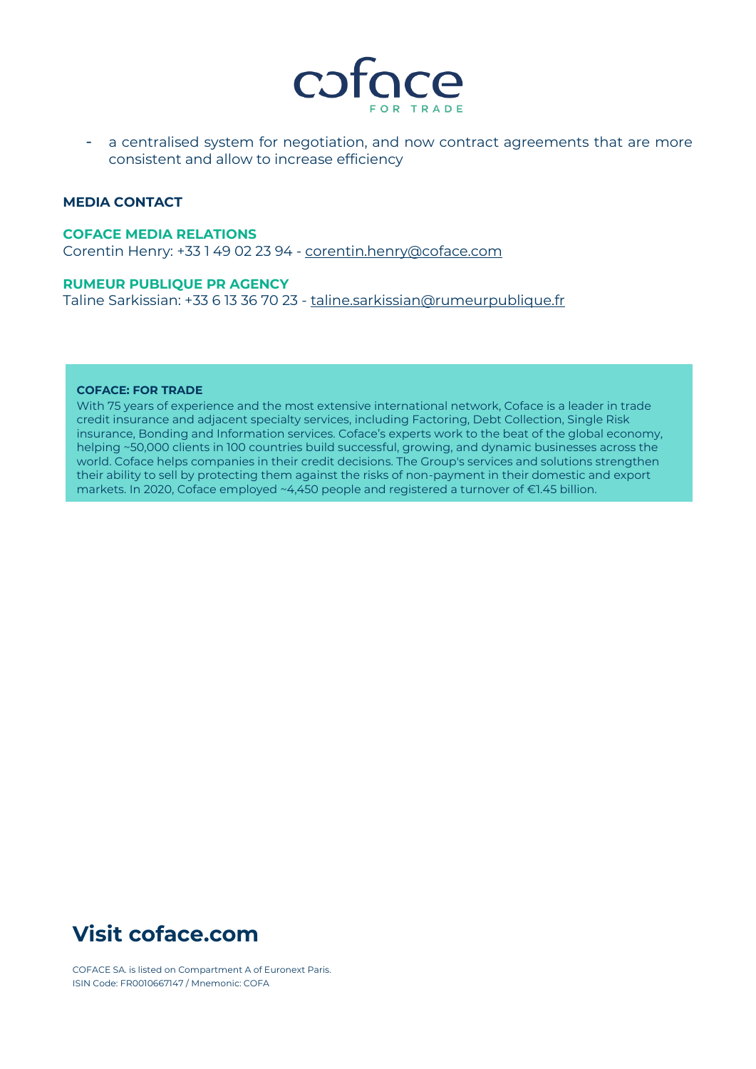- a centralised system for negotiation, and now contract agreements that are more consistent and allow to increase efficiency

## MEDIA CONTACT

**COFACE MEDIA RELATIONS**
Corentin Henry: +33 1 49 02 23 94 - corentin.henry@coface.com

**RUMEUR PUBLIQUE PR AGENCY**
Taline Sarkissian: +33 6 13 36 70 23 - taline.sarkissian@rumeurpublique.fr

**COFACE: FOR TRADE**

With 75 years of experience and the most extensive international network, Coface is a leader in trade credit insurance and adjacent specialty services, including Factoring, Debt Collection, Single Risk insurance, Bonding and Information services. Coface's experts work to the beat of the global economy, helping ~50,000 clients in 100 countries build successful, growing, and dynamic businesses across the world. Coface helps companies in their credit decisions. The Group's services and solutions strengthen their ability to sell by protecting them against the risks of non-payment in their domestic and export markets. In 2020, Coface employed ~4,450 people and registered a turnover of €1.45 billion.

## Visit coface.com

COFACE SA. is listed on Compartment A of Euronext Paris.
ISIN Code: FR0010667147 / Mnemonic: COFA